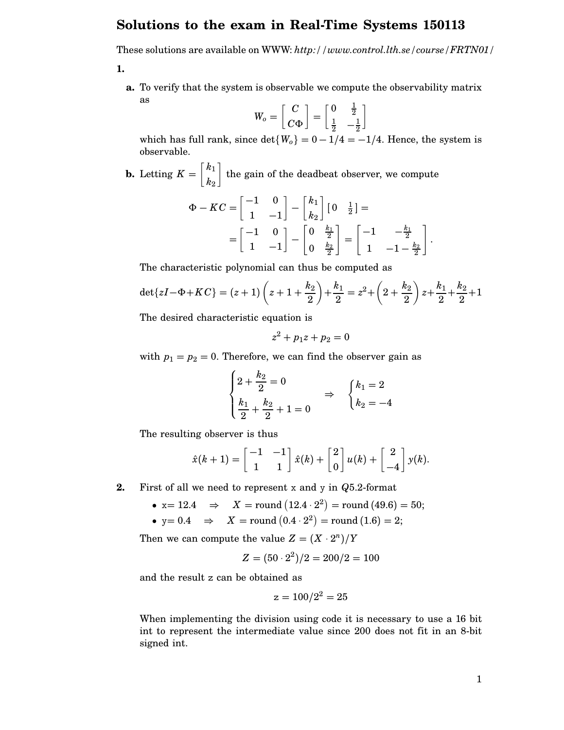# Solutions to the exam in Real-Time Systems 150113

These solutions are available on WWW: *http://www.control.lth.se/course/FRTN01/*

**1.**

**a.** To verify that the system is observable we compute the observability matrix as

$$W_o = \begin{bmatrix} C \\ C\Phi \end{bmatrix} = \begin{bmatrix} 0 & \frac{1}{2} \\ \frac{1}{2} & -\frac{1}{2} \end{bmatrix}$$

which has full rank, since $\det\{W_o\} = 0 - 1/4 = -1/4$. Hence, the system is observable.

**b.** Letting $K = \begin{bmatrix} k_1 \\ k_2 \end{bmatrix}$ the gain of the deadbeat observer, we compute

$$\Phi - KC = \begin{bmatrix} -1 & 0 \\ 1 & -1 \end{bmatrix} - \begin{bmatrix} k_1 \\ k_2 \end{bmatrix} \begin{bmatrix} 0 & \frac{1}{2} \end{bmatrix} =$$

$$= \begin{bmatrix} -1 & 0 \\ 1 & -1 \end{bmatrix} - \begin{bmatrix} 0 & \frac{k_1}{2} \\ 0 & \frac{k_2}{2} \end{bmatrix} = \begin{bmatrix} -1 & -\frac{k_1}{2} \\ 1 & -1 - \frac{k_2}{2} \end{bmatrix}.$$

The characteristic polynomial can thus be computed as

$$\det\{zI - \Phi + KC\} = (z+1)\left(z + 1 + \frac{k_2}{2}\right) + \frac{k_1}{2} = z^2 + \left(2 + \frac{k_2}{2}\right) z + \frac{k_1}{2} + \frac{k_2}{2} + 1$$

The desired characteristic equation is

$$z^2 + p_1 z + p_2 = 0$$

with $p_1 = p_2 = 0$. Therefore, we can find the observer gain as

$$\begin{cases} 2 + \dfrac{k_2}{2} = 0 \\ \dfrac{k_1}{2} + \dfrac{k_2}{2} + 1 = 0 \end{cases} \Rightarrow \begin{cases} k_1 = 2 \\ k_2 = -4 \end{cases}$$

The resulting observer is thus

$$\hat{x}(k+1) = \begin{bmatrix} -1 & -1 \\ 1 & 1 \end{bmatrix} \hat{x}(k) + \begin{bmatrix} 2 \\ 0 \end{bmatrix} u(k) + \begin{bmatrix} 2 \\ -4 \end{bmatrix} y(k).$$

**2.** First of all we need to represent x and y in $Q5.2$-format

- x= 12.4 $\Rightarrow$ $X = \text{round}\left(12.4 \cdot 2^2\right) = \text{round}\left(49.6\right) = 50;$
- y= 0.4 $\Rightarrow$ $X = \text{round}\left(0.4 \cdot 2^2\right) = \text{round}\left(1.6\right) = 2;$

Then we can compute the value $Z = (X \cdot 2^n)/Y$

$$Z = (50 \cdot 2^2)/2 = 200/2 = 100$$

and the result z can be obtained as

$$\text{z} = 100/2^2 = 25$$

When implementing the division using code it is necessary to use a 16 bit int to represent the intermediate value since 200 does not fit in an 8-bit signed int.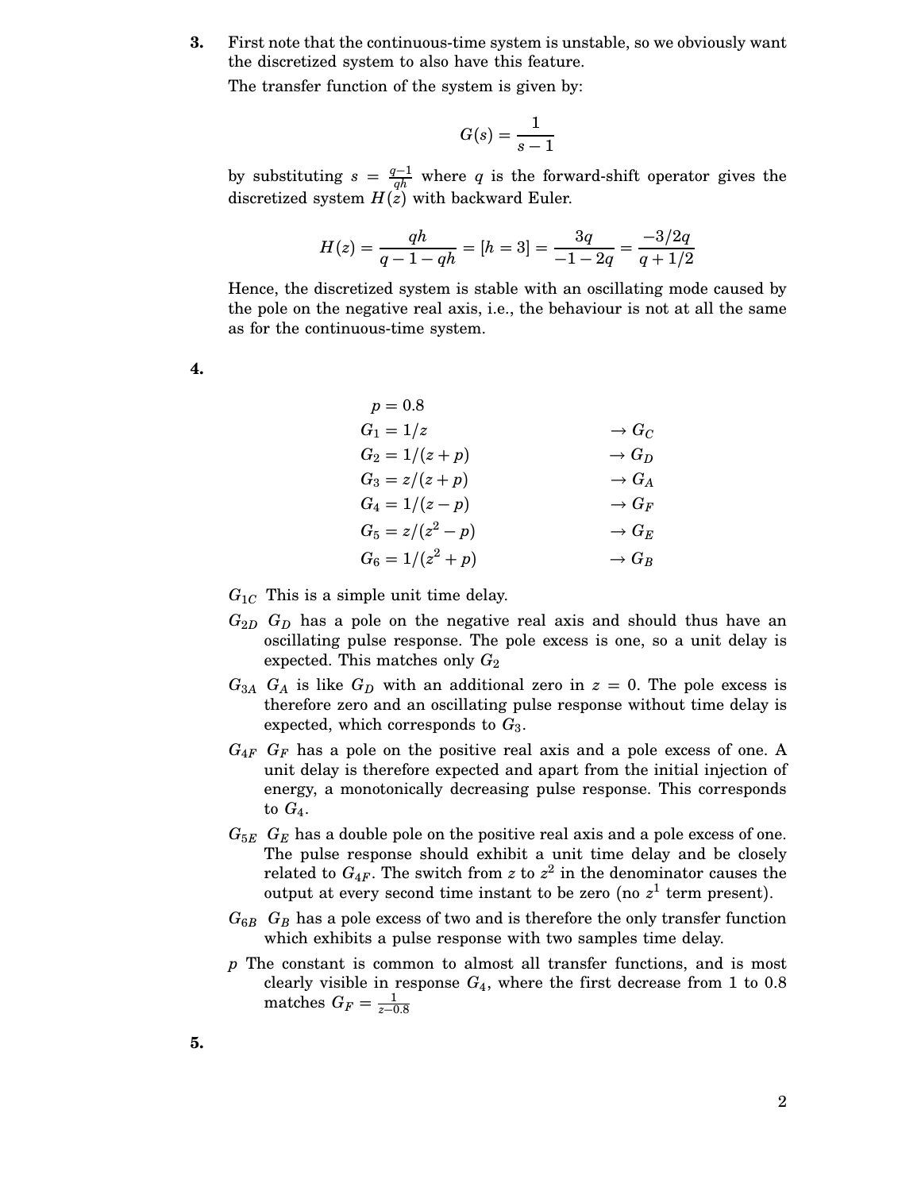**3.** First note that the continuous-time system is unstable, so we obviously want the discretized system to also have this feature.

The transfer function of the system is given by:

$$G(s) = \frac{1}{s-1}$$

by substituting $s = \frac{q-1}{qh}$ where $q$ is the forward-shift operator gives the discretized system $H(z)$ with backward Euler.

$$H(z) = \frac{qh}{q-1-qh} = [h=3] = \frac{3q}{-1-2q} = \frac{-3/2q}{q+1/2}$$

Hence, the discretized system is stable with an oscillating mode caused by the pole on the negative real axis, i.e., the behaviour is not at all the same as for the continuous-time system.

**4.**

$$
\begin{aligned}
p &= 0.8 & \\
G_1 &= 1/z & \rightarrow G_C \\
G_2 &= 1/(z+p) & \rightarrow G_D \\
G_3 &= z/(z+p) & \rightarrow G_A \\
G_4 &= 1/(z-p) & \rightarrow G_F \\
G_5 &= z/(z^2-p) & \rightarrow G_E \\
G_6 &= 1/(z^2+p) & \rightarrow G_B
\end{aligned}
$$

$G_{1C}$ This is a simple unit time delay.

$G_{2D}$ $G_D$ has a pole on the negative real axis and should thus have an oscillating pulse response. The pole excess is one, so a unit delay is expected. This matches only $G_2$

$G_{3A}$ $G_A$ is like $G_D$ with an additional zero in $z = 0$. The pole excess is therefore zero and an oscillating pulse response without time delay is expected, which corresponds to $G_3$.

$G_{4F}$ $G_F$ has a pole on the positive real axis and a pole excess of one. A unit delay is therefore expected and apart from the initial injection of energy, a monotonically decreasing pulse response. This corresponds to $G_4$.

$G_{5E}$ $G_E$ has a double pole on the positive real axis and a pole excess of one. The pulse response should exhibit a unit time delay and be closely related to $G_{4F}$. The switch from $z$ to $z^2$ in the denominator causes the output at every second time instant to be zero (no $z^1$ term present).

$G_{6B}$ $G_B$ has a pole excess of two and is therefore the only transfer function which exhibits a pulse response with two samples time delay.

$p$ The constant is common to almost all transfer functions, and is most clearly visible in response $G_4$, where the first decrease from 1 to 0.8 matches $G_F = \frac{1}{z-0.8}$

**5.**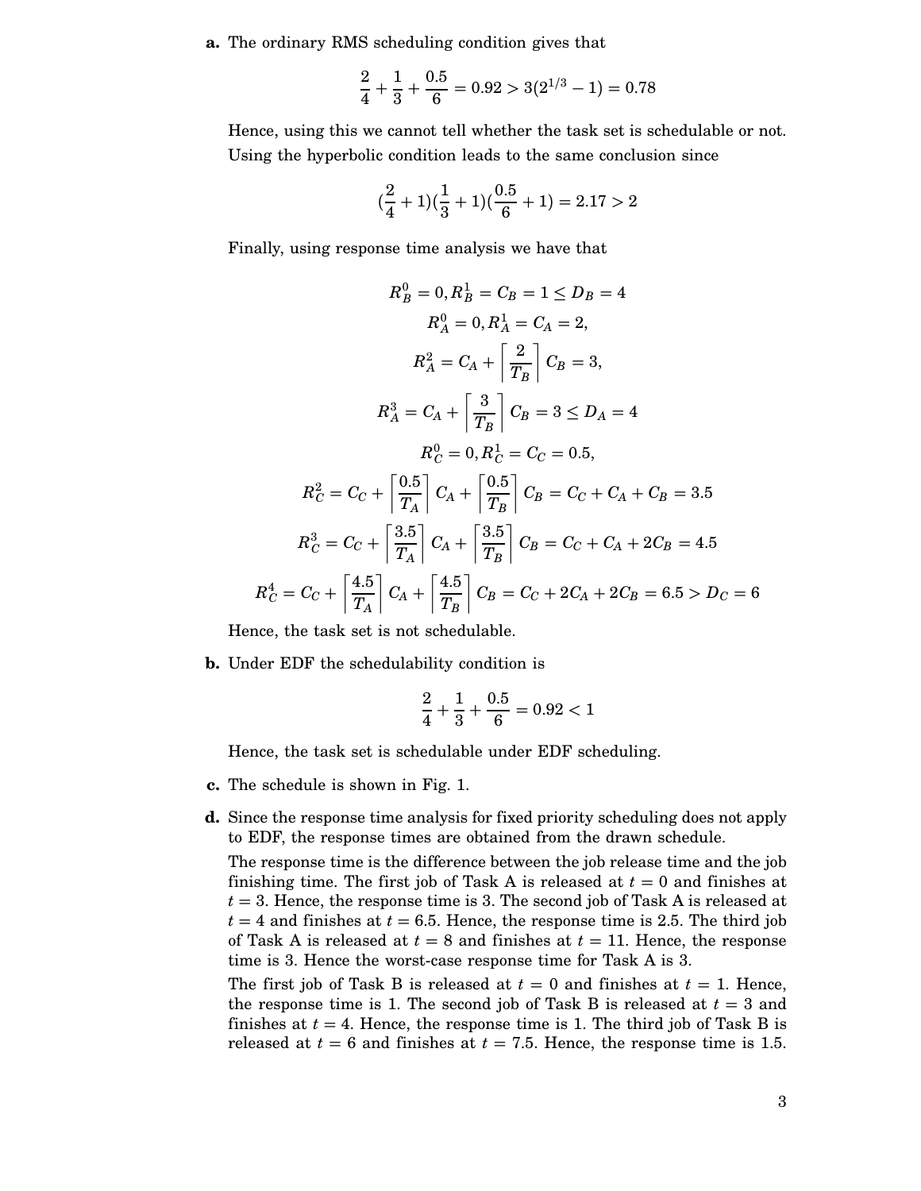**a.** The ordinary RMS scheduling condition gives that

$$\frac{2}{4} + \frac{1}{3} + \frac{0.5}{6} = 0.92 > 3(2^{1/3} - 1) = 0.78$$

Hence, using this we cannot tell whether the task set is schedulable or not. Using the hyperbolic condition leads to the same conclusion since

$$(\frac{2}{4} + 1)(\frac{1}{3} + 1)(\frac{0.5}{6} + 1) = 2.17 > 2$$

Finally, using response time analysis we have that

$$R_B^0 = 0, R_B^1 = C_B = 1 \leq D_B = 4$$

$$R_A^0 = 0, R_A^1 = C_A = 2,$$

$$R_A^2 = C_A + \left\lceil \frac{2}{T_B} \right\rceil C_B = 3,$$

$$R_A^3 = C_A + \left\lceil \frac{3}{T_B} \right\rceil C_B = 3 \leq D_A = 4$$

$$R_C^0 = 0, R_C^1 = C_C = 0.5,$$

$$R_C^2 = C_C + \left\lceil \frac{0.5}{T_A} \right\rceil C_A + \left\lceil \frac{0.5}{T_B} \right\rceil C_B = C_C + C_A + C_B = 3.5$$

$$R_C^3 = C_C + \left\lceil \frac{3.5}{T_A} \right\rceil C_A + \left\lceil \frac{3.5}{T_B} \right\rceil C_B = C_C + C_A + 2C_B = 4.5$$

$$R_C^4 = C_C + \left\lceil \frac{4.5}{T_A} \right\rceil C_A + \left\lceil \frac{4.5}{T_B} \right\rceil C_B = C_C + 2C_A + 2C_B = 6.5 > D_C = 6$$

Hence, the task set is not schedulable.

**b.** Under EDF the schedulability condition is

$$\frac{2}{4} + \frac{1}{3} + \frac{0.5}{6} = 0.92 < 1$$

Hence, the task set is schedulable under EDF scheduling.

**c.** The schedule is shown in Fig. 1.

**d.** Since the response time analysis for fixed priority scheduling does not apply to EDF, the response times are obtained from the drawn schedule.

The response time is the difference between the job release time and the job finishing time. The first job of Task A is released at $t = 0$ and finishes at $t = 3$. Hence, the response time is 3. The second job of Task A is released at $t = 4$ and finishes at $t = 6.5$. Hence, the response time is 2.5. The third job of Task A is released at $t = 8$ and finishes at $t = 11$. Hence, the response time is 3. Hence the worst-case response time for Task A is 3.

The first job of Task B is released at $t = 0$ and finishes at $t = 1$. Hence, the response time is 1. The second job of Task B is released at $t = 3$ and finishes at $t = 4$. Hence, the response time is 1. The third job of Task B is released at $t = 6$ and finishes at $t = 7.5$. Hence, the response time is 1.5.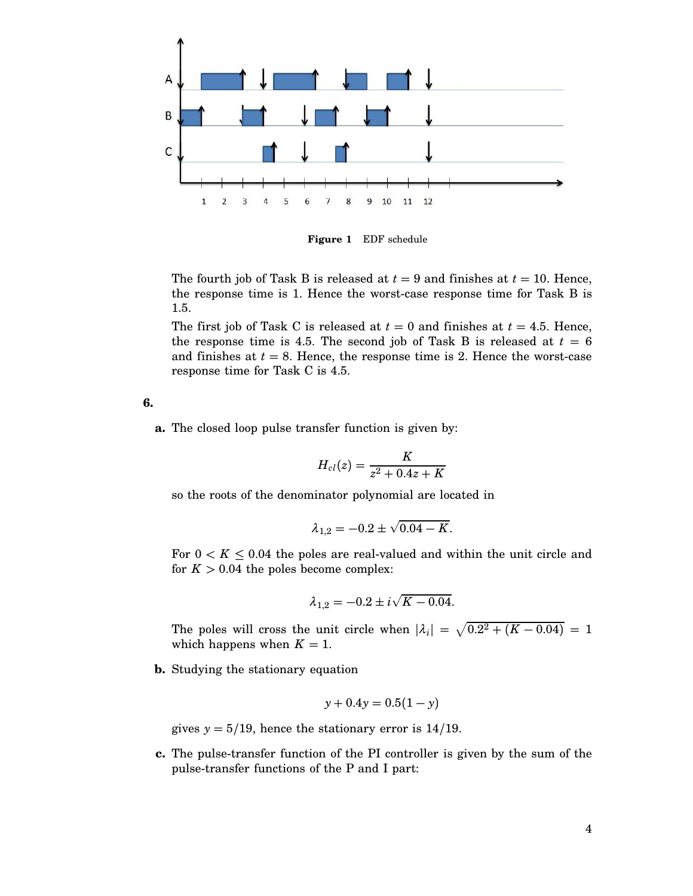**Figure 1** EDF schedule

The fourth job of Task B is released at $t = 9$ and finishes at $t = 10$. Hence, the response time is 1. Hence the worst-case response time for Task B is 1.5.

The first job of Task C is released at $t = 0$ and finishes at $t = 4.5$. Hence, the response time is 4.5. The second job of Task B is released at $t = 6$ and finishes at $t = 8$. Hence, the response time is 2. Hence the worst-case response time for Task C is 4.5.

**6.**

**a.** The closed loop pulse transfer function is given by:

$$H_{cl}(z) = \frac{K}{z^2 + 0.4z + K}$$

so the roots of the denominator polynomial are located in

$$\lambda_{1,2} = -0.2 \pm \sqrt{0.04 - K}.$$

For $0 < K \leq 0.04$ the poles are real-valued and within the unit circle and for $K > 0.04$ the poles become complex:

$$\lambda_{1,2} = -0.2 \pm i\sqrt{K - 0.04}.$$

The poles will cross the unit circle when $|\lambda_i| = \sqrt{0.2^2 + (K - 0.04)} = 1$ which happens when $K = 1$.

**b.** Studying the stationary equation

$$y + 0.4y = 0.5(1 - y)$$

gives $y = 5/19$, hence the stationary error is $14/19$.

**c.** The pulse-transfer function of the PI controller is given by the sum of the pulse-transfer functions of the P and I part: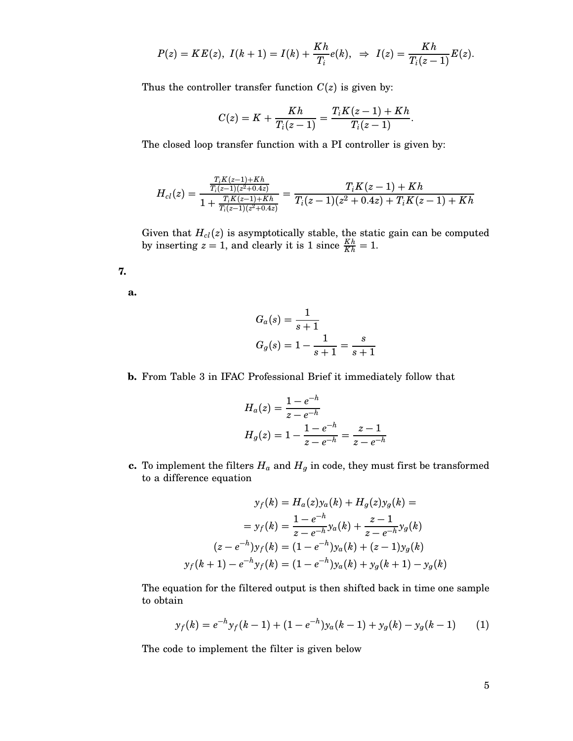$$P(z) = KE(z), \; I(k+1) = I(k) + \frac{Kh}{T_i}e(k), \;\Rightarrow\; I(z) = \frac{Kh}{T_i(z-1)}E(z).$$

Thus the controller transfer function $C(z)$ is given by:

$$C(z) = K + \frac{Kh}{T_i(z-1)} = \frac{T_iK(z-1) + Kh}{T_i(z-1)}.$$

The closed loop transfer function with a PI controller is given by:

$$H_{cl}(z) = \frac{\frac{T_iK(z-1)+Kh}{T_i(z-1)(z^2+0.4z)}}{1 + \frac{T_iK(z-1)+Kh}{T_i(z-1)(z^2+0.4z)}} = \frac{T_iK(z-1) + Kh}{T_i(z-1)(z^2+0.4z) + T_iK(z-1) + Kh}$$

Given that $H_{cl}(z)$ is asymptotically stable, the static gain can be computed by inserting $z = 1$, and clearly it is 1 since $\frac{Kh}{Kh} = 1$.

**7.**

**a.**

$$G_a(s) = \frac{1}{s+1}$$
$$G_g(s) = 1 - \frac{1}{s+1} = \frac{s}{s+1}$$

**b.** From Table 3 in IFAC Professional Brief it immediately follow that

$$H_a(z) = \frac{1-e^{-h}}{z-e^{-h}}$$
$$H_g(z) = 1 - \frac{1-e^{-h}}{z-e^{-h}} = \frac{z-1}{z-e^{-h}}$$

**c.** To implement the filters $H_a$ and $H_g$ in code, they must first be transformed to a difference equation

$$y_f(k) = H_a(z)y_a(k) + H_g(z)y_g(k) =$$
$$= y_f(k) = \frac{1-e^{-h}}{z-e^{-h}}y_a(k) + \frac{z-1}{z-e^{-h}}y_g(k)$$
$$(z-e^{-h})y_f(k) = (1-e^{-h})y_a(k) + (z-1)y_g(k)$$
$$y_f(k+1) - e^{-h}y_f(k) = (1-e^{-h})y_a(k) + y_g(k+1) - y_g(k)$$

The equation for the filtered output is then shifted back in time one sample to obtain

$$y_f(k) = e^{-h}y_f(k-1) + (1-e^{-h})y_a(k-1) + y_g(k) - y_g(k-1) \qquad (1)$$

The code to implement the filter is given below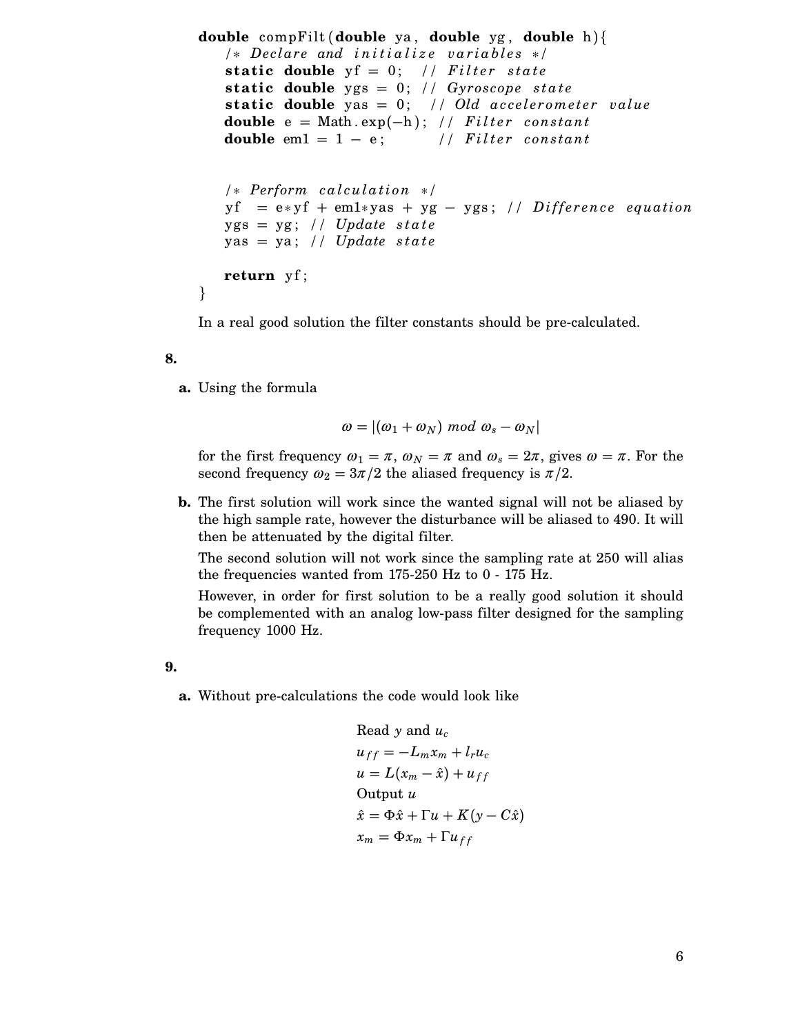```java
double compFilt(double ya, double yg, double h){
    /* Declare and initialize variables */
    static double yf = 0;   // Filter state
    static double ygs = 0;  // Gyroscope state
    static double yas = 0;  // Old accelerometer value
    double e = Math.exp(-h); // Filter constant
    double em1 = 1 - e;      // Filter constant


    /* Perform calculation */
    yf  = e*yf + em1*yas + yg - ygs; // Difference equation
    ygs = yg; // Update state
    yas = ya; // Update state

    return yf;
}
```

In a real good solution the filter constants should be pre-calculated.

**8.**

**a.** Using the formula

$$\omega = |(\omega_1 + \omega_N) \; mod \; \omega_s - \omega_N|$$

for the first frequency $\omega_1 = \pi$, $\omega_N = \pi$ and $\omega_s = 2\pi$, gives $\omega = \pi$. For the second frequency $\omega_2 = 3\pi/2$ the aliased frequency is $\pi/2$.

**b.** The first solution will work since the wanted signal will not be aliased by the high sample rate, however the disturbance will be aliased to 490. It will then be attenuated by the digital filter.

The second solution will not work since the sampling rate at 250 will alias the frequencies wanted from 175-250 Hz to 0 - 175 Hz.

However, in order for first solution to be a really good solution it should be complemented with an analog low-pass filter designed for the sampling frequency 1000 Hz.

**9.**

**a.** Without pre-calculations the code would look like

Read $y$ and $u_c$
$u_{ff} = -L_m x_m + l_r u_c$
$u = L(x_m - \hat{x}) + u_{ff}$
Output $u$
$\hat{x} = \Phi\hat{x} + \Gamma u + K(y - C\hat{x})$
$x_m = \Phi x_m + \Gamma u_{ff}$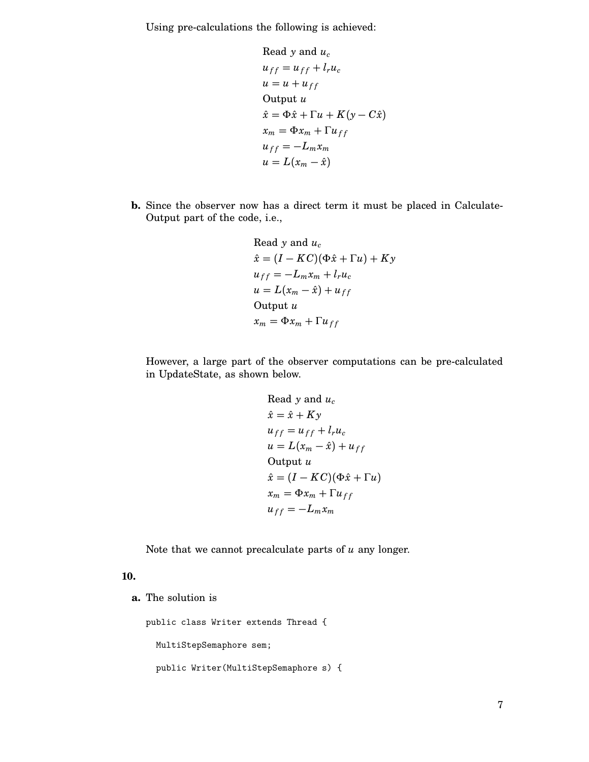Using pre-calculations the following is achieved:

$$
\begin{aligned}
&\text{Read } y \text{ and } u_c \\
&u_{ff} = u_{ff} + l_r u_c \\
&u = u + u_{ff} \\
&\text{Output } u \\
&\hat{x} = \Phi \hat{x} + \Gamma u + K(y - C\hat{x}) \\
&x_m = \Phi x_m + \Gamma u_{ff} \\
&u_{ff} = -L_m x_m \\
&u = L(x_m - \hat{x})
\end{aligned}
$$

**b.** Since the observer now has a direct term it must be placed in Calculate-Output part of the code, i.e.,

$$
\begin{aligned}
&\text{Read } y \text{ and } u_c \\
&\hat{x} = (I - KC)(\Phi \hat{x} + \Gamma u) + Ky \\
&u_{ff} = -L_m x_m + l_r u_c \\
&u = L(x_m - \hat{x}) + u_{ff} \\
&\text{Output } u \\
&x_m = \Phi x_m + \Gamma u_{ff}
\end{aligned}
$$

However, a large part of the observer computations can be pre-calculated in UpdateState, as shown below.

$$
\begin{aligned}
&\text{Read } y \text{ and } u_c \\
&\hat{x} = \hat{x} + Ky \\
&u_{ff} = u_{ff} + l_r u_c \\
&u = L(x_m - \hat{x}) + u_{ff} \\
&\text{Output } u \\
&\hat{x} = (I - KC)(\Phi \hat{x} + \Gamma u) \\
&x_m = \Phi x_m + \Gamma u_{ff} \\
&u_{ff} = -L_m x_m
\end{aligned}
$$

Note that we cannot precalculate parts of $u$ any longer.

**10.**

**a.** The solution is

```
public class Writer extends Thread {

  MultiStepSemaphore sem;

  public Writer(MultiStepSemaphore s) {
```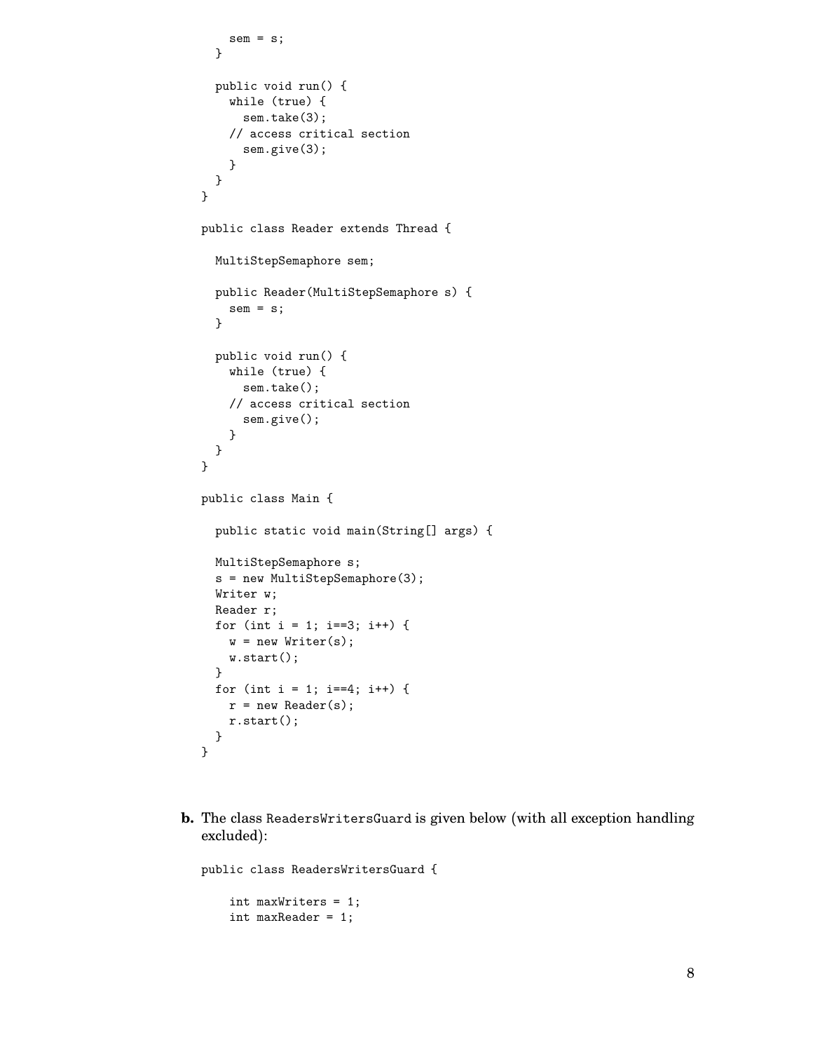```
    sem = s;
  }

  public void run() {
    while (true) {
      sem.take(3);
    // access critical section
      sem.give(3);
    }
  }
}

public class Reader extends Thread {

  MultiStepSemaphore sem;

  public Reader(MultiStepSemaphore s) {
    sem = s;
  }

  public void run() {
    while (true) {
      sem.take();
    // access critical section
      sem.give();
    }
  }
}

public class Main {

  public static void main(String[] args) {

  MultiStepSemaphore s;
  s = new MultiStepSemaphore(3);
  Writer w;
  Reader r;
  for (int i = 1; i==3; i++) {
    w = new Writer(s);
    w.start();
  }
  for (int i = 1; i==4; i++) {
    r = new Reader(s);
    r.start();
  }
}
```

**b.** The class `ReadersWritersGuard` is given below (with all exception handling excluded):

```
public class ReadersWritersGuard {

    int maxWriters = 1;
    int maxReader = 1;
```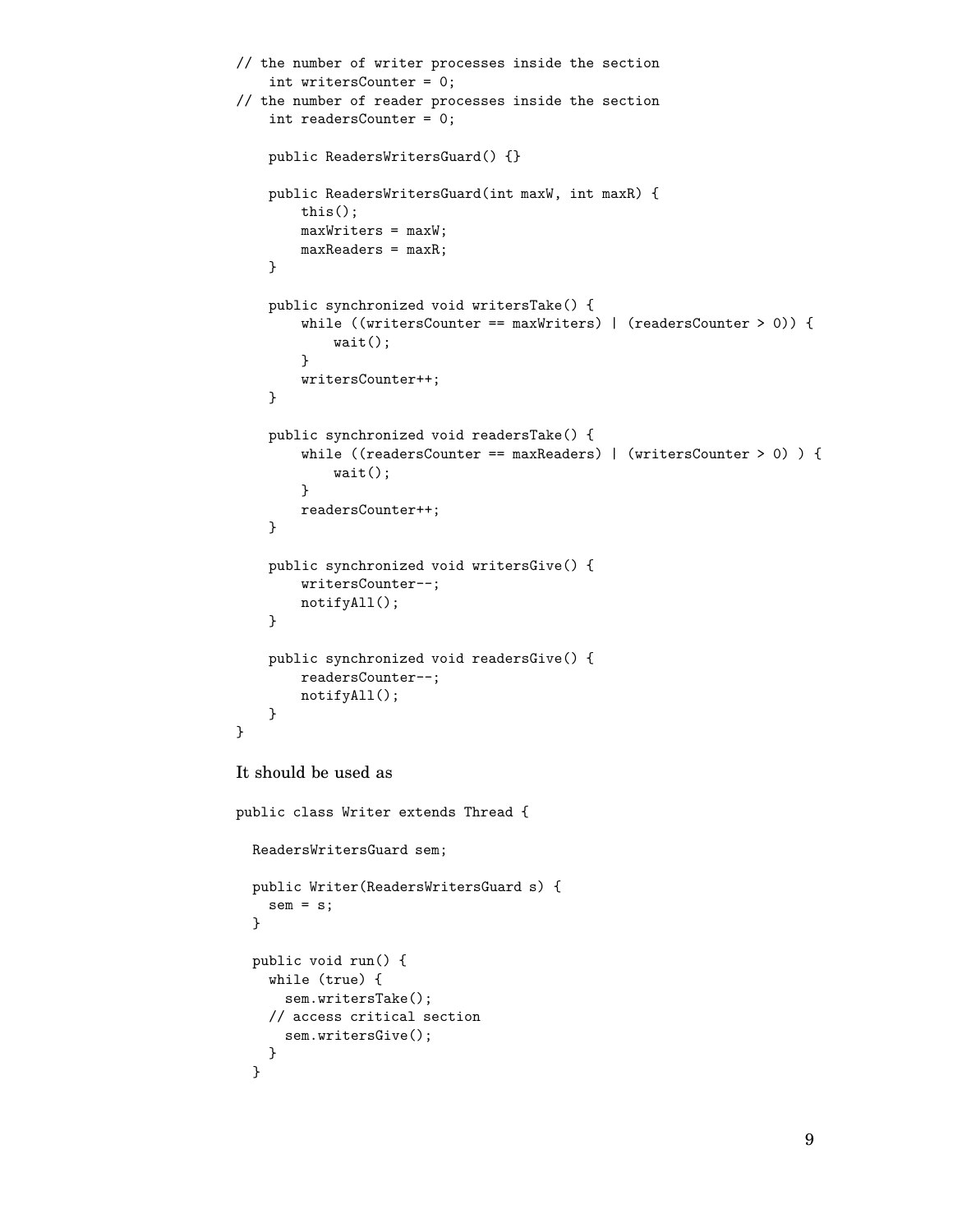```
// the number of writer processes inside the section
    int writersCounter = 0;
// the number of reader processes inside the section
    int readersCounter = 0;

    public ReadersWritersGuard() {}

    public ReadersWritersGuard(int maxW, int maxR) {
        this();
        maxWriters = maxW;
        maxReaders = maxR;
    }

    public synchronized void writersTake() {
        while ((writersCounter == maxWriters) | (readersCounter > 0)) {
            wait();
        }
        writersCounter++;
    }

    public synchronized void readersTake() {
        while ((readersCounter == maxReaders) | (writersCounter > 0) ) {
            wait();
        }
        readersCounter++;
    }

    public synchronized void writersGive() {
        writersCounter--;
        notifyAll();
    }

    public synchronized void readersGive() {
        readersCounter--;
        notifyAll();
    }
}
```

It should be used as

```
public class Writer extends Thread {

  ReadersWritersGuard sem;

  public Writer(ReadersWritersGuard s) {
    sem = s;
  }

  public void run() {
    while (true) {
      sem.writersTake();
    // access critical section
      sem.writersGive();
    }
  }
```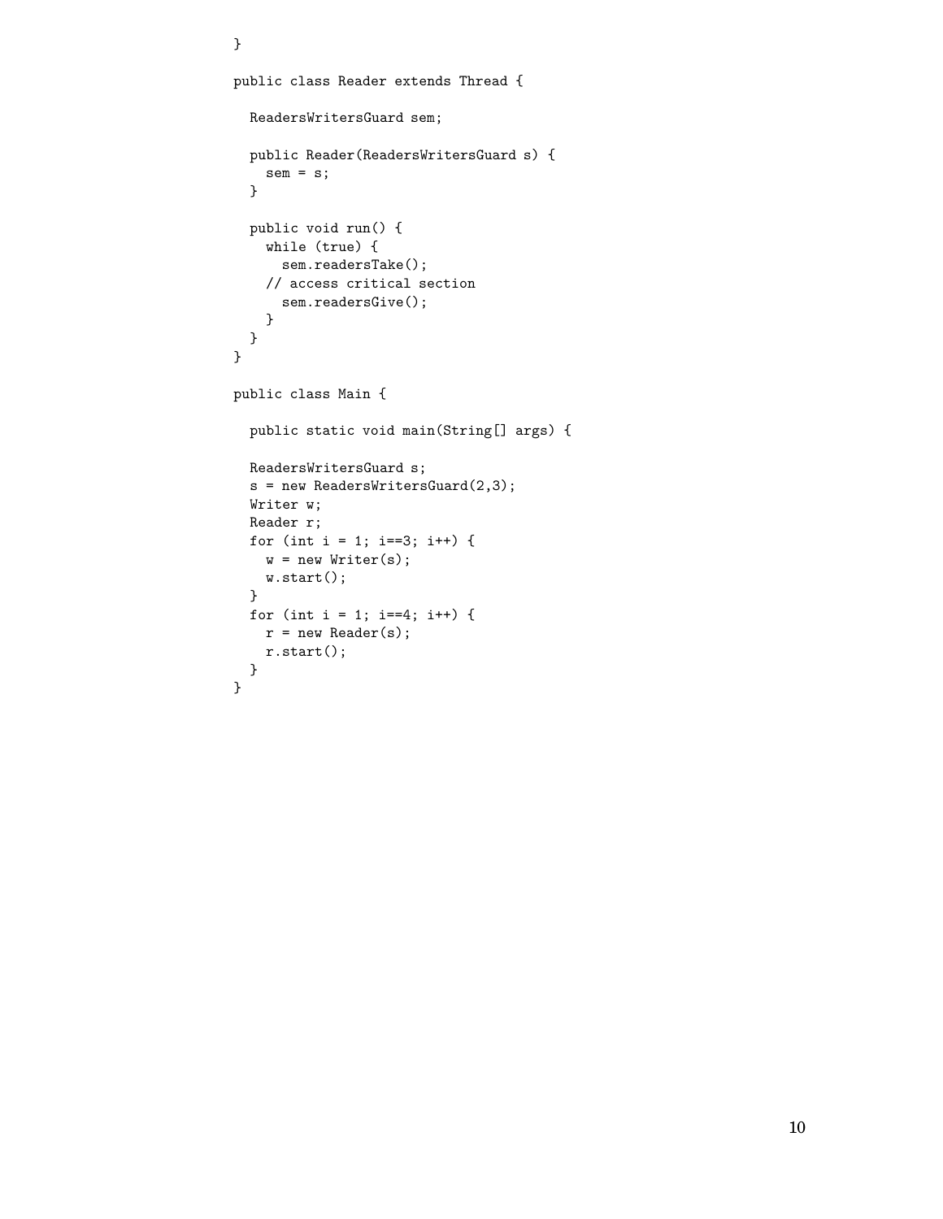```
}

public class Reader extends Thread {

  ReadersWritersGuard sem;

  public Reader(ReadersWritersGuard s) {
    sem = s;
  }

  public void run() {
    while (true) {
      sem.readersTake();
    // access critical section
      sem.readersGive();
    }
  }
}

public class Main {

  public static void main(String[] args) {

  ReadersWritersGuard s;
  s = new ReadersWritersGuard(2,3);
  Writer w;
  Reader r;
  for (int i = 1; i==3; i++) {
    w = new Writer(s);
    w.start();
  }
  for (int i = 1; i==4; i++) {
    r = new Reader(s);
    r.start();
  }
}
```